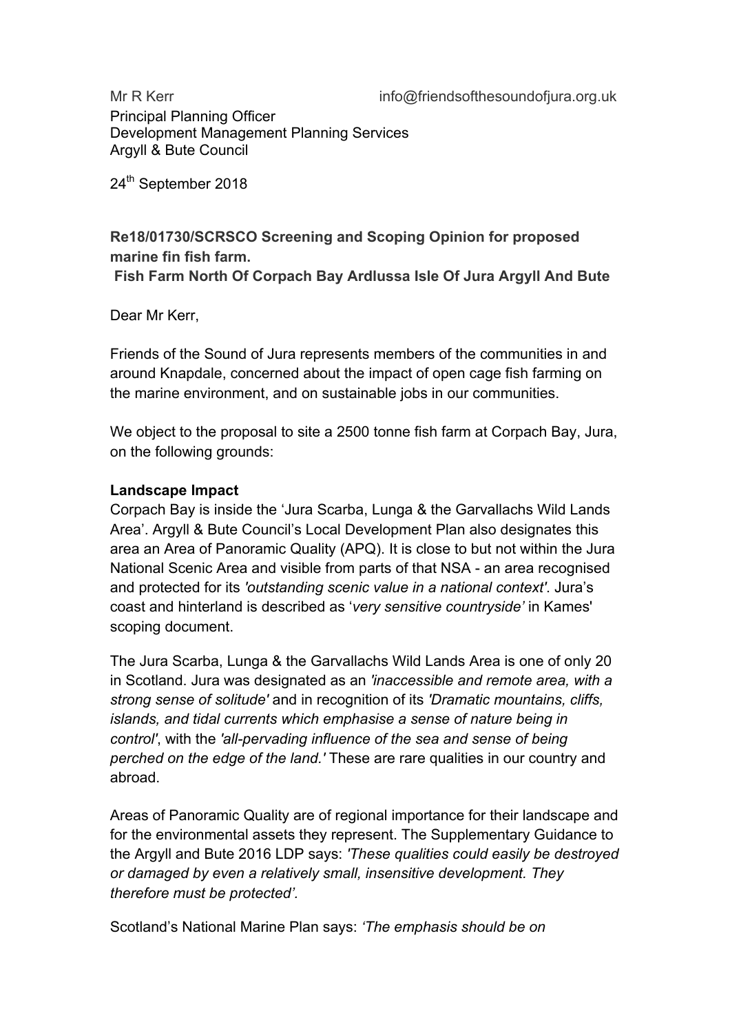Mr R Kerr info@friendsofthesoundofjura.org.uk

Principal Planning Officer
Development Management Planning Services
Argyll & Bute Council

24th September 2018

**Re18/01730/SCRSCO Screening and Scoping Opinion for proposed marine fin fish farm.**
**Fish Farm North Of Corpach Bay Ardlussa Isle Of Jura Argyll And Bute**

Dear Mr Kerr,

Friends of the Sound of Jura represents members of the communities in and around Knapdale, concerned about the impact of open cage fish farming on the marine environment, and on sustainable jobs in our communities.

We object to the proposal to site a 2500 tonne fish farm at Corpach Bay, Jura, on the following grounds:

**Landscape Impact**

Corpach Bay is inside the 'Jura Scarba, Lunga & the Garvallachs Wild Lands Area'. Argyll & Bute Council's Local Development Plan also designates this area an Area of Panoramic Quality (APQ). It is close to but not within the Jura National Scenic Area and visible from parts of that NSA - an area recognised and protected for its *'outstanding scenic value in a national context'*. Jura's coast and hinterland is described as '*very sensitive countryside'* in Kames' scoping document.

The Jura Scarba, Lunga & the Garvallachs Wild Lands Area is one of only 20 in Scotland. Jura was designated as an *'inaccessible and remote area, with a strong sense of solitude'* and in recognition of its *'Dramatic mountains, cliffs, islands, and tidal currents which emphasise a sense of nature being in control'*, with the *'all-pervading influence of the sea and sense of being perched on the edge of the land.'* These are rare qualities in our country and abroad.

Areas of Panoramic Quality are of regional importance for their landscape and for the environmental assets they represent. The Supplementary Guidance to the Argyll and Bute 2016 LDP says: *'These qualities could easily be destroyed or damaged by even a relatively small, insensitive development. They therefore must be protected'.*

Scotland's National Marine Plan says: *'The emphasis should be on*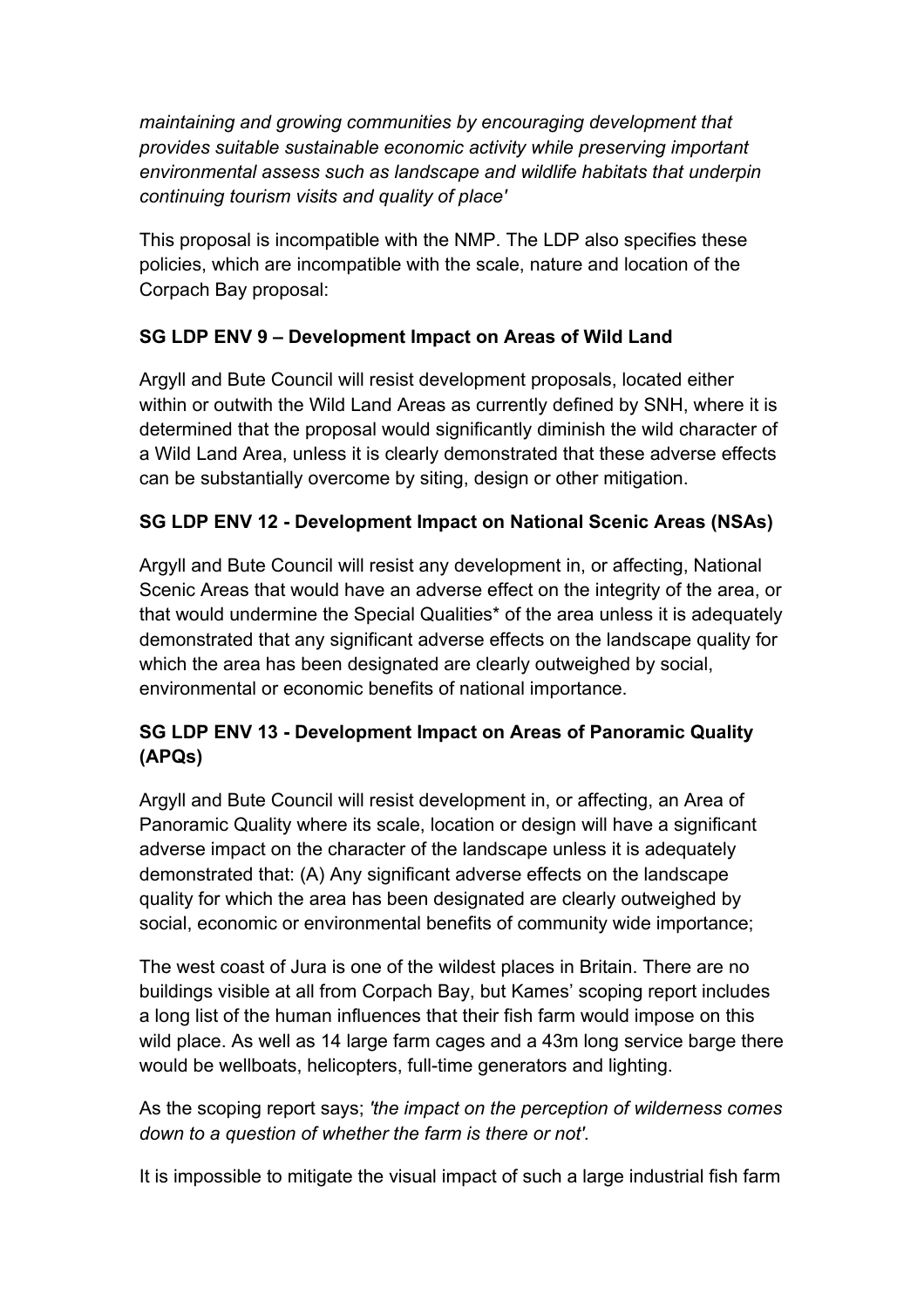*maintaining and growing communities by encouraging development that provides suitable sustainable economic activity while preserving important environmental assess such as landscape and wildlife habitats that underpin continuing tourism visits and quality of place'*

This proposal is incompatible with the NMP. The LDP also specifies these policies, which are incompatible with the scale, nature and location of the Corpach Bay proposal:

**SG LDP ENV 9 – Development Impact on Areas of Wild Land**

Argyll and Bute Council will resist development proposals, located either within or outwith the Wild Land Areas as currently defined by SNH, where it is determined that the proposal would significantly diminish the wild character of a Wild Land Area, unless it is clearly demonstrated that these adverse effects can be substantially overcome by siting, design or other mitigation.

**SG LDP ENV 12 - Development Impact on National Scenic Areas (NSAs)**

Argyll and Bute Council will resist any development in, or affecting, National Scenic Areas that would have an adverse effect on the integrity of the area, or that would undermine the Special Qualities* of the area unless it is adequately demonstrated that any significant adverse effects on the landscape quality for which the area has been designated are clearly outweighed by social, environmental or economic benefits of national importance.

**SG LDP ENV 13 - Development Impact on Areas of Panoramic Quality (APQs)**

Argyll and Bute Council will resist development in, or affecting, an Area of Panoramic Quality where its scale, location or design will have a significant adverse impact on the character of the landscape unless it is adequately demonstrated that: (A) Any significant adverse effects on the landscape quality for which the area has been designated are clearly outweighed by social, economic or environmental benefits of community wide importance;

The west coast of Jura is one of the wildest places in Britain. There are no buildings visible at all from Corpach Bay, but Kames' scoping report includes a long list of the human influences that their fish farm would impose on this wild place. As well as 14 large farm cages and a 43m long service barge there would be wellboats, helicopters, full-time generators and lighting.

As the scoping report says; *'the impact on the perception of wilderness comes down to a question of whether the farm is there or not'.*

It is impossible to mitigate the visual impact of such a large industrial fish farm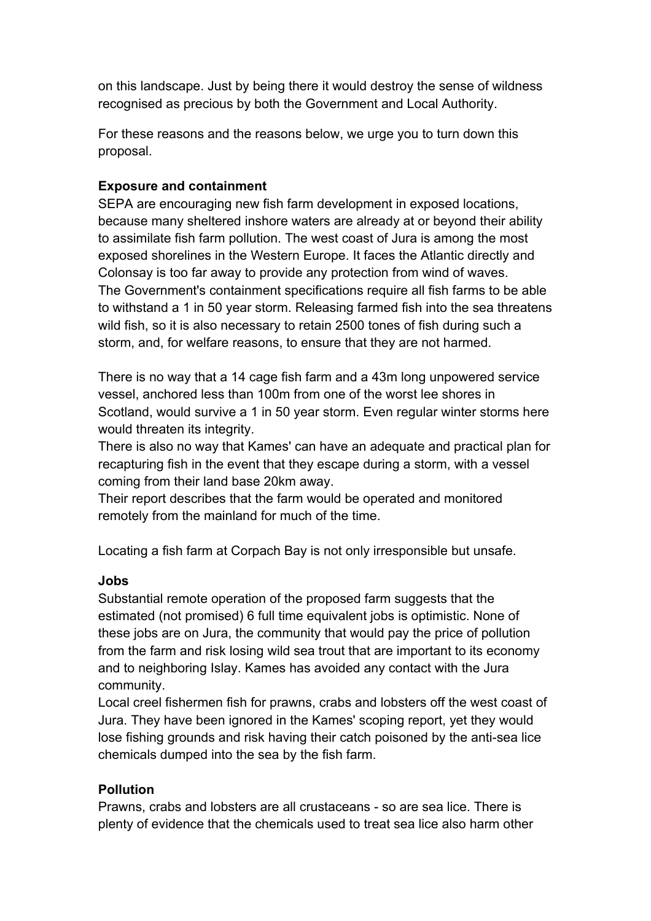on this landscape. Just by being there it would destroy the sense of wildness recognised as precious by both the Government and Local Authority.

For these reasons and the reasons below, we urge you to turn down this proposal.

**Exposure and containment**

SEPA are encouraging new fish farm development in exposed locations, because many sheltered inshore waters are already at or beyond their ability to assimilate fish farm pollution. The west coast of Jura is among the most exposed shorelines in the Western Europe. It faces the Atlantic directly and Colonsay is too far away to provide any protection from wind of waves.
The Government's containment specifications require all fish farms to be able to withstand a 1 in 50 year storm. Releasing farmed fish into the sea threatens wild fish, so it is also necessary to retain 2500 tones of fish during such a storm, and, for welfare reasons, to ensure that they are not harmed.

There is no way that a 14 cage fish farm and a 43m long unpowered service vessel, anchored less than 100m from one of the worst lee shores in Scotland, would survive a 1 in 50 year storm. Even regular winter storms here would threaten its integrity.
There is also no way that Kames' can have an adequate and practical plan for recapturing fish in the event that they escape during a storm, with a vessel coming from their land base 20km away.
Their report describes that the farm would be operated and monitored remotely from the mainland for much of the time.

Locating a fish farm at Corpach Bay is not only irresponsible but unsafe.

**Jobs**

Substantial remote operation of the proposed farm suggests that the estimated (not promised) 6 full time equivalent jobs is optimistic. None of these jobs are on Jura, the community that would pay the price of pollution from the farm and risk losing wild sea trout that are important to its economy and to neighboring Islay. Kames has avoided any contact with the Jura community.
Local creel fishermen fish for prawns, crabs and lobsters off the west coast of Jura. They have been ignored in the Kames' scoping report, yet they would lose fishing grounds and risk having their catch poisoned by the anti-sea lice chemicals dumped into the sea by the fish farm.

**Pollution**

Prawns, crabs and lobsters are all crustaceans - so are sea lice. There is plenty of evidence that the chemicals used to treat sea lice also harm other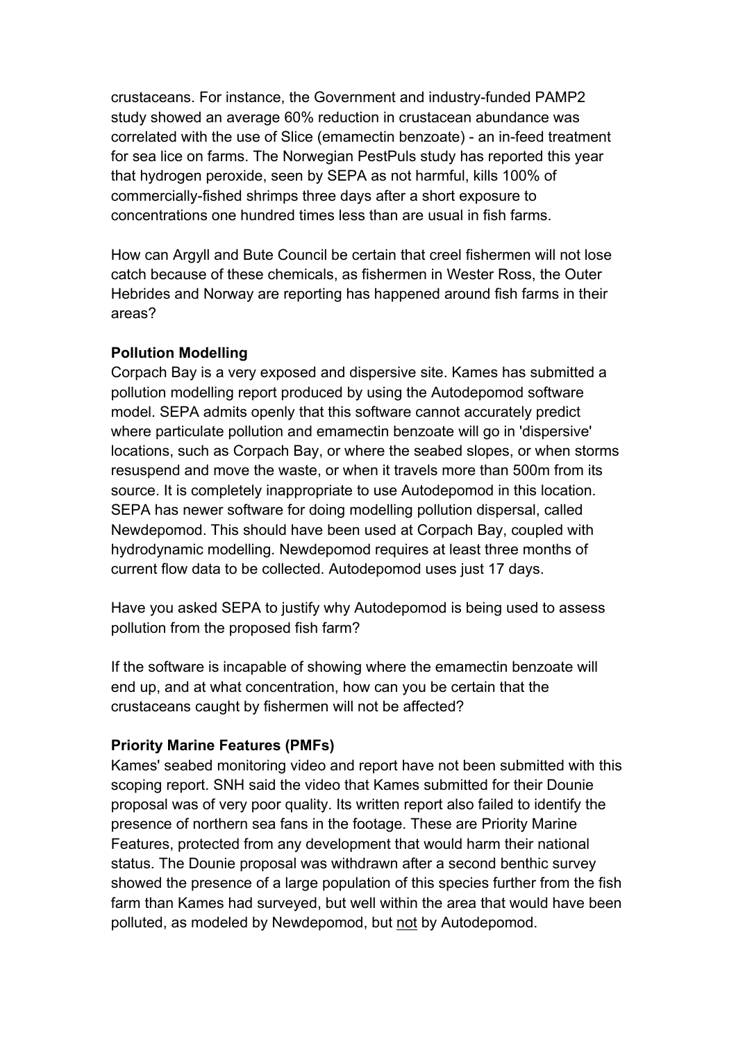crustaceans. For instance, the Government and industry-funded PAMP2 study showed an average 60% reduction in crustacean abundance was correlated with the use of Slice (emamectin benzoate) - an in-feed treatment for sea lice on farms. The Norwegian PestPuls study has reported this year that hydrogen peroxide, seen by SEPA as not harmful, kills 100% of commercially-fished shrimps three days after a short exposure to concentrations one hundred times less than are usual in fish farms.

How can Argyll and Bute Council be certain that creel fishermen will not lose catch because of these chemicals, as fishermen in Wester Ross, the Outer Hebrides and Norway are reporting has happened around fish farms in their areas?

**Pollution Modelling**

Corpach Bay is a very exposed and dispersive site. Kames has submitted a pollution modelling report produced by using the Autodepomod software model. SEPA admits openly that this software cannot accurately predict where particulate pollution and emamectin benzoate will go in 'dispersive' locations, such as Corpach Bay, or where the seabed slopes, or when storms resuspend and move the waste, or when it travels more than 500m from its source. It is completely inappropriate to use Autodepomod in this location. SEPA has newer software for doing modelling pollution dispersal, called Newdepomod. This should have been used at Corpach Bay, coupled with hydrodynamic modelling. Newdepomod requires at least three months of current flow data to be collected. Autodepomod uses just 17 days.

Have you asked SEPA to justify why Autodepomod is being used to assess pollution from the proposed fish farm?

If the software is incapable of showing where the emamectin benzoate will end up, and at what concentration, how can you be certain that the crustaceans caught by fishermen will not be affected?

**Priority Marine Features (PMFs)**

Kames' seabed monitoring video and report have not been submitted with this scoping report. SNH said the video that Kames submitted for their Dounie proposal was of very poor quality. Its written report also failed to identify the presence of northern sea fans in the footage. These are Priority Marine Features, protected from any development that would harm their national status. The Dounie proposal was withdrawn after a second benthic survey showed the presence of a large population of this species further from the fish farm than Kames had surveyed, but well within the area that would have been polluted, as modeled by Newdepomod, but <u>not</u> by Autodepomod.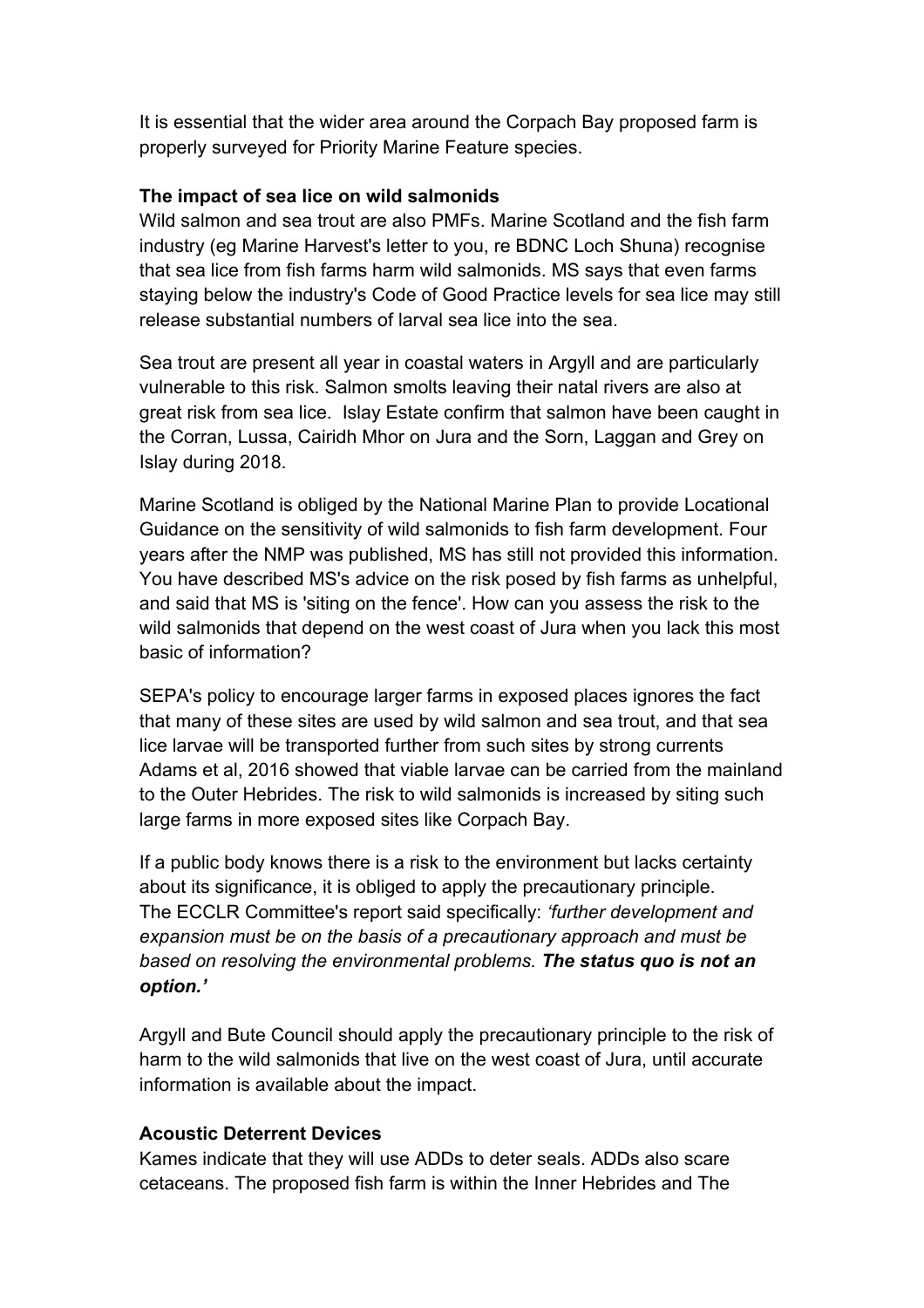It is essential that the wider area around the Corpach Bay proposed farm is properly surveyed for Priority Marine Feature species.

**The impact of sea lice on wild salmonids**

Wild salmon and sea trout are also PMFs. Marine Scotland and the fish farm industry (eg Marine Harvest's letter to you, re BDNC Loch Shuna) recognise that sea lice from fish farms harm wild salmonids. MS says that even farms staying below the industry's Code of Good Practice levels for sea lice may still release substantial numbers of larval sea lice into the sea.

Sea trout are present all year in coastal waters in Argyll and are particularly vulnerable to this risk. Salmon smolts leaving their natal rivers are also at great risk from sea lice. Islay Estate confirm that salmon have been caught in the Corran, Lussa, Cairidh Mhor on Jura and the Sorn, Laggan and Grey on Islay during 2018.

Marine Scotland is obliged by the National Marine Plan to provide Locational Guidance on the sensitivity of wild salmonids to fish farm development. Four years after the NMP was published, MS has still not provided this information. You have described MS's advice on the risk posed by fish farms as unhelpful, and said that MS is 'siting on the fence'. How can you assess the risk to the wild salmonids that depend on the west coast of Jura when you lack this most basic of information?

SEPA's policy to encourage larger farms in exposed places ignores the fact that many of these sites are used by wild salmon and sea trout, and that sea lice larvae will be transported further from such sites by strong currents Adams et al, 2016 showed that viable larvae can be carried from the mainland to the Outer Hebrides. The risk to wild salmonids is increased by siting such large farms in more exposed sites like Corpach Bay.

If a public body knows there is a risk to the environment but lacks certainty about its significance, it is obliged to apply the precautionary principle. The ECCLR Committee's report said specifically: *'further development and expansion must be on the basis of a precautionary approach and must be based on resolving the environmental problems.* ***The status quo is not an option.'***

Argyll and Bute Council should apply the precautionary principle to the risk of harm to the wild salmonids that live on the west coast of Jura, until accurate information is available about the impact.

**Acoustic Deterrent Devices**

Kames indicate that they will use ADDs to deter seals. ADDs also scare cetaceans. The proposed fish farm is within the Inner Hebrides and The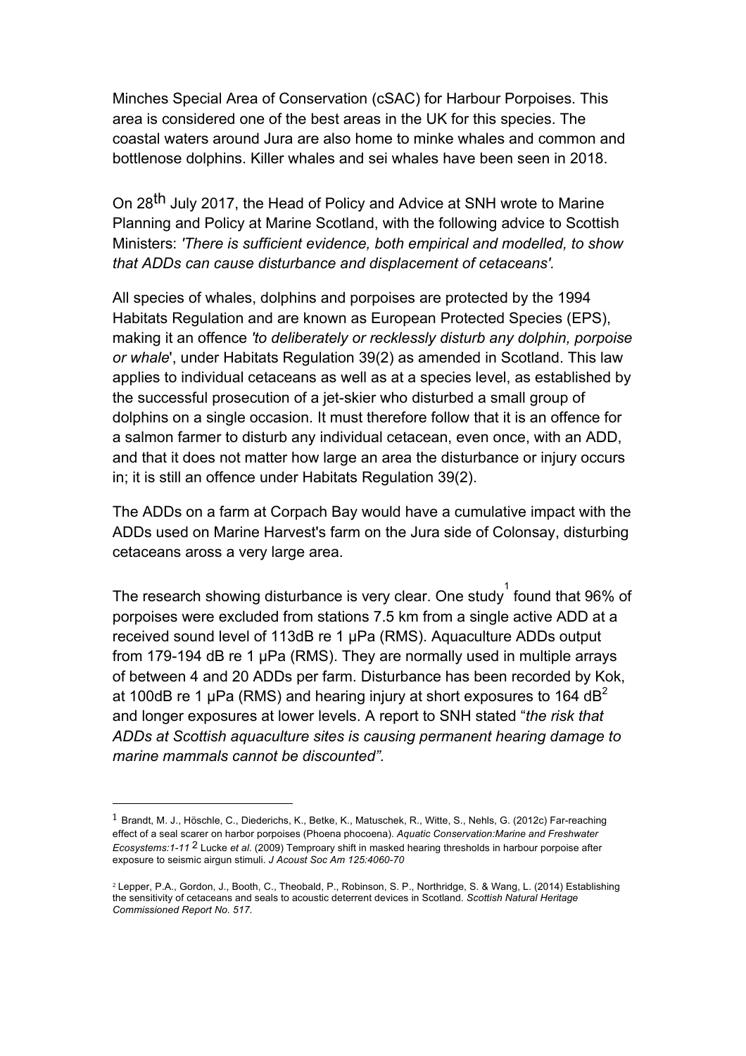Minches Special Area of Conservation (cSAC) for Harbour Porpoises. This area is considered one of the best areas in the UK for this species. The coastal waters around Jura are also home to minke whales and common and bottlenose dolphins. Killer whales and sei whales have been seen in 2018.

On 28th July 2017, the Head of Policy and Advice at SNH wrote to Marine Planning and Policy at Marine Scotland, with the following advice to Scottish Ministers: *'There is sufficient evidence, both empirical and modelled, to show that ADDs can cause disturbance and displacement of cetaceans'.*

All species of whales, dolphins and porpoises are protected by the 1994 Habitats Regulation and are known as European Protected Species (EPS), making it an offence *'to deliberately or recklessly disturb any dolphin, porpoise or whale*', under Habitats Regulation 39(2) as amended in Scotland. This law applies to individual cetaceans as well as at a species level, as established by the successful prosecution of a jet-skier who disturbed a small group of dolphins on a single occasion. It must therefore follow that it is an offence for a salmon farmer to disturb any individual cetacean, even once, with an ADD, and that it does not matter how large an area the disturbance or injury occurs in; it is still an offence under Habitats Regulation 39(2).

The ADDs on a farm at Corpach Bay would have a cumulative impact with the ADDs used on Marine Harvest's farm on the Jura side of Colonsay, disturbing cetaceans aross a very large area.

The research showing disturbance is very clear. One study[1] found that 96% of porpoises were excluded from stations 7.5 km from a single active ADD at a received sound level of 113dB re 1 μPa (RMS). Aquaculture ADDs output from 179-194 dB re 1 μPa (RMS). They are normally used in multiple arrays of between 4 and 20 ADDs per farm. Disturbance has been recorded by Kok, at 100dB re 1 μPa (RMS) and hearing injury at short exposures to 164 dB[2] and longer exposures at lower levels. A report to SNH stated "*the risk that ADDs at Scottish aquaculture sites is causing permanent hearing damage to marine mammals cannot be discounted".*

---

[1] Brandt, M. J., Höschle, C., Diederichs, K., Betke, K., Matuschek, R., Witte, S., Nehls, G. (2012c) Far-reaching effect of a seal scarer on harbor porpoises (Phoena phocoena). *Aquatic Conservation:Marine and Freshwater Ecosystems:1-11* [2] Lucke *et al.* (2009) Temproary shift in masked hearing thresholds in harbour porpoise after exposure to seismic airgun stimuli. *J Acoust Soc Am 125:4060-70*

[2] Lepper, P.A., Gordon, J., Booth, C., Theobald, P., Robinson, S. P., Northridge, S. & Wang, L. (2014) Establishing the sensitivity of cetaceans and seals to acoustic deterrent devices in Scotland. *Scottish Natural Heritage Commissioned Report No. 517.*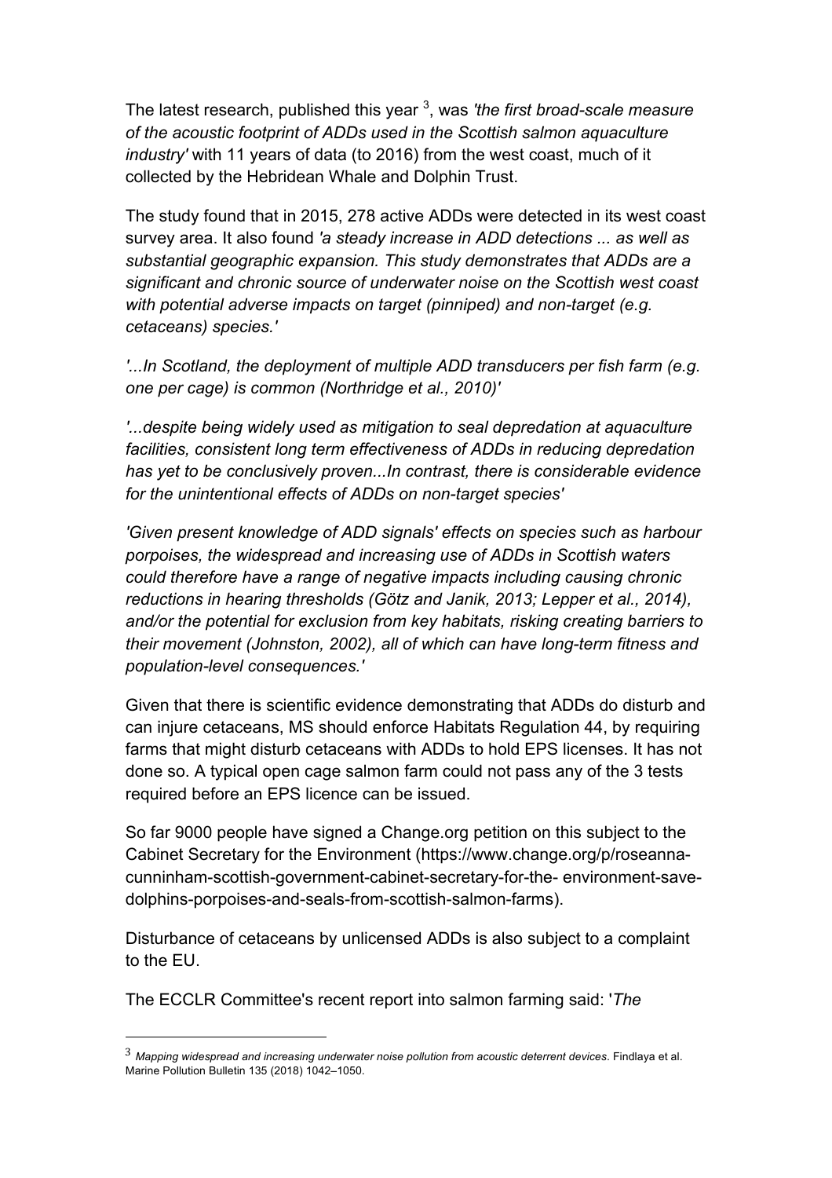The latest research, published this year [3], was *'the first broad-scale measure of the acoustic footprint of ADDs used in the Scottish salmon aquaculture industry'* with 11 years of data (to 2016) from the west coast, much of it collected by the Hebridean Whale and Dolphin Trust.

The study found that in 2015, 278 active ADDs were detected in its west coast survey area. It also found *'a steady increase in ADD detections ... as well as substantial geographic expansion. This study demonstrates that ADDs are a significant and chronic source of underwater noise on the Scottish west coast with potential adverse impacts on target (pinniped) and non-target (e.g. cetaceans) species.'*

*'...In Scotland, the deployment of multiple ADD transducers per fish farm (e.g. one per cage) is common (Northridge et al., 2010)'*

*'...despite being widely used as mitigation to seal depredation at aquaculture facilities, consistent long term effectiveness of ADDs in reducing depredation has yet to be conclusively proven...In contrast, there is considerable evidence for the unintentional effects of ADDs on non-target species'*

*'Given present knowledge of ADD signals' effects on species such as harbour porpoises, the widespread and increasing use of ADDs in Scottish waters could therefore have a range of negative impacts including causing chronic reductions in hearing thresholds (Götz and Janik, 2013; Lepper et al., 2014), and/or the potential for exclusion from key habitats, risking creating barriers to their movement (Johnston, 2002), all of which can have long-term fitness and population-level consequences.'*

Given that there is scientific evidence demonstrating that ADDs do disturb and can injure cetaceans, MS should enforce Habitats Regulation 44, by requiring farms that might disturb cetaceans with ADDs to hold EPS licenses. It has not done so. A typical open cage salmon farm could not pass any of the 3 tests required before an EPS licence can be issued.

So far 9000 people have signed a Change.org petition on this subject to the Cabinet Secretary for the Environment (https://www.change.org/p/roseanna-cunninham-scottish-government-cabinet-secretary-for-the- environment-save-dolphins-porpoises-and-seals-from-scottish-salmon-farms).

Disturbance of cetaceans by unlicensed ADDs is also subject to a complaint to the EU.

The ECCLR Committee's recent report into salmon farming said: '*The*

---

[3] *Mapping widespread and increasing underwater noise pollution from acoustic deterrent devices*. Findlaya et al. Marine Pollution Bulletin 135 (2018) 1042–1050.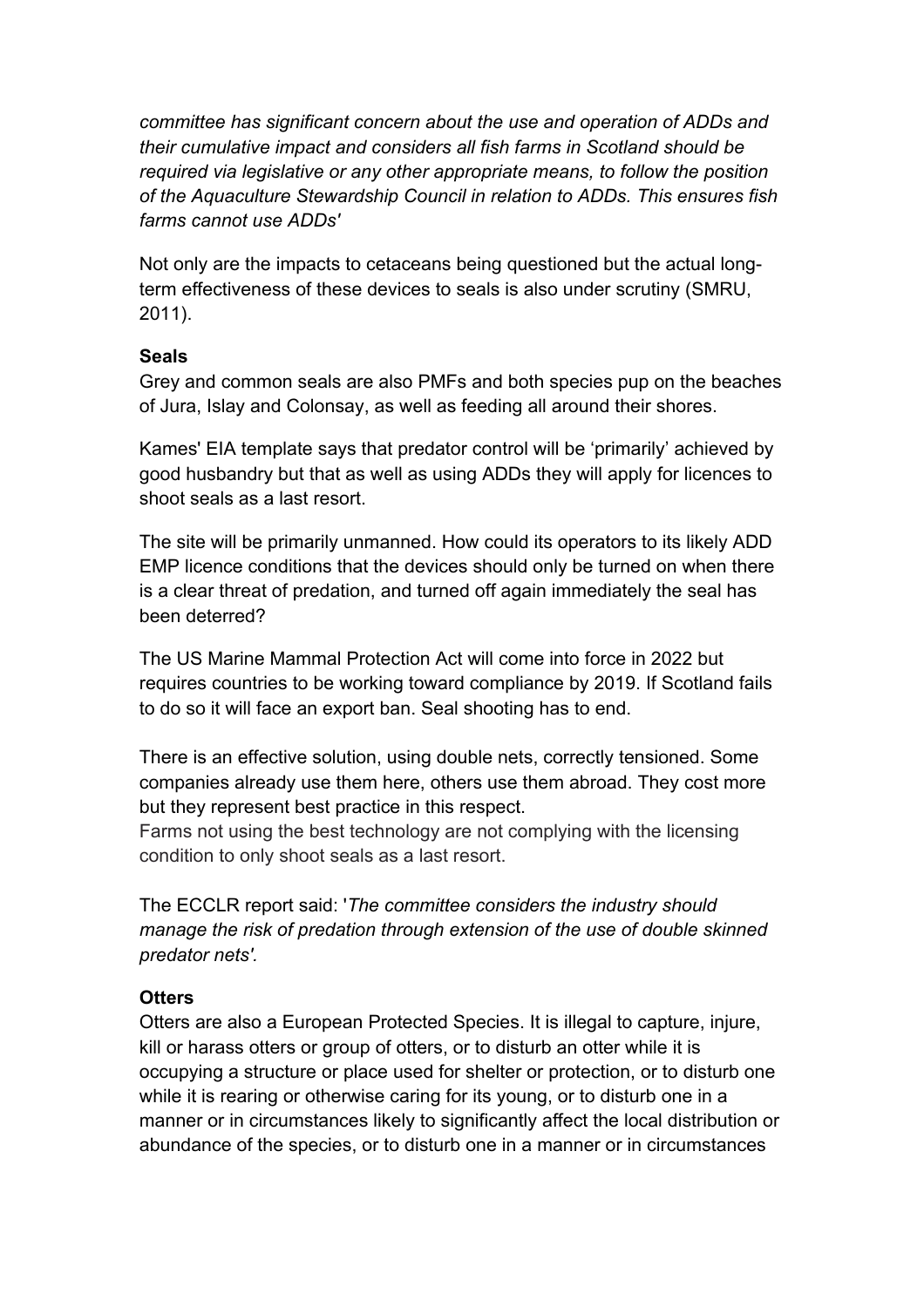*committee has significant concern about the use and operation of ADDs and their cumulative impact and considers all fish farms in Scotland should be required via legislative or any other appropriate means, to follow the position of the Aquaculture Stewardship Council in relation to ADDs. This ensures fish farms cannot use ADDs'*

Not only are the impacts to cetaceans being questioned but the actual long-term effectiveness of these devices to seals is also under scrutiny (SMRU, 2011).

**Seals**

Grey and common seals are also PMFs and both species pup on the beaches of Jura, Islay and Colonsay, as well as feeding all around their shores.

Kames' EIA template says that predator control will be 'primarily' achieved by good husbandry but that as well as using ADDs they will apply for licences to shoot seals as a last resort.

The site will be primarily unmanned. How could its operators to its likely ADD EMP licence conditions that the devices should only be turned on when there is a clear threat of predation, and turned off again immediately the seal has been deterred?

The US Marine Mammal Protection Act will come into force in 2022 but requires countries to be working toward compliance by 2019. If Scotland fails to do so it will face an export ban. Seal shooting has to end.

There is an effective solution, using double nets, correctly tensioned. Some companies already use them here, others use them abroad. They cost more but they represent best practice in this respect.
Farms not using the best technology are not complying with the licensing condition to only shoot seals as a last resort.

The ECCLR report said: '*The committee considers the industry should manage the risk of predation through extension of the use of double skinned predator nets'.*

**Otters**

Otters are also a European Protected Species. It is illegal to capture, injure, kill or harass otters or group of otters, or to disturb an otter while it is occupying a structure or place used for shelter or protection, or to disturb one while it is rearing or otherwise caring for its young, or to disturb one in a manner or in circumstances likely to significantly affect the local distribution or abundance of the species, or to disturb one in a manner or in circumstances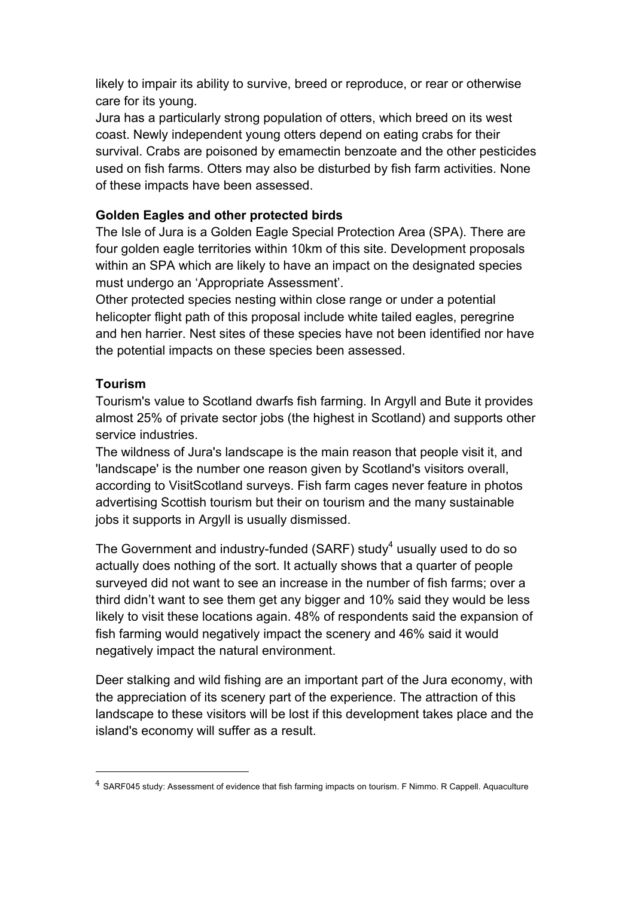likely to impair its ability to survive, breed or reproduce, or rear or otherwise care for its young.

Jura has a particularly strong population of otters, which breed on its west coast. Newly independent young otters depend on eating crabs for their survival. Crabs are poisoned by emamectin benzoate and the other pesticides used on fish farms. Otters may also be disturbed by fish farm activities. None of these impacts have been assessed.

**Golden Eagles and other protected birds**

The Isle of Jura is a Golden Eagle Special Protection Area (SPA). There are four golden eagle territories within 10km of this site. Development proposals within an SPA which are likely to have an impact on the designated species must undergo an 'Appropriate Assessment'.

Other protected species nesting within close range or under a potential helicopter flight path of this proposal include white tailed eagles, peregrine and hen harrier. Nest sites of these species have not been identified nor have the potential impacts on these species been assessed.

**Tourism**

Tourism's value to Scotland dwarfs fish farming. In Argyll and Bute it provides almost 25% of private sector jobs (the highest in Scotland) and supports other service industries.

The wildness of Jura's landscape is the main reason that people visit it, and 'landscape' is the number one reason given by Scotland's visitors overall, according to VisitScotland surveys. Fish farm cages never feature in photos advertising Scottish tourism but their on tourism and the many sustainable jobs it supports in Argyll is usually dismissed.

The Government and industry-funded (SARF) study[4] usually used to do so actually does nothing of the sort. It actually shows that a quarter of people surveyed did not want to see an increase in the number of fish farms; over a third didn't want to see them get any bigger and 10% said they would be less likely to visit these locations again. 48% of respondents said the expansion of fish farming would negatively impact the scenery and 46% said it would negatively impact the natural environment.

Deer stalking and wild fishing are an important part of the Jura economy, with the appreciation of its scenery part of the experience. The attraction of this landscape to these visitors will be lost if this development takes place and the island's economy will suffer as a result.

[4] SARF045 study: Assessment of evidence that fish farming impacts on tourism. F Nimmo. R Cappell. Aquaculture